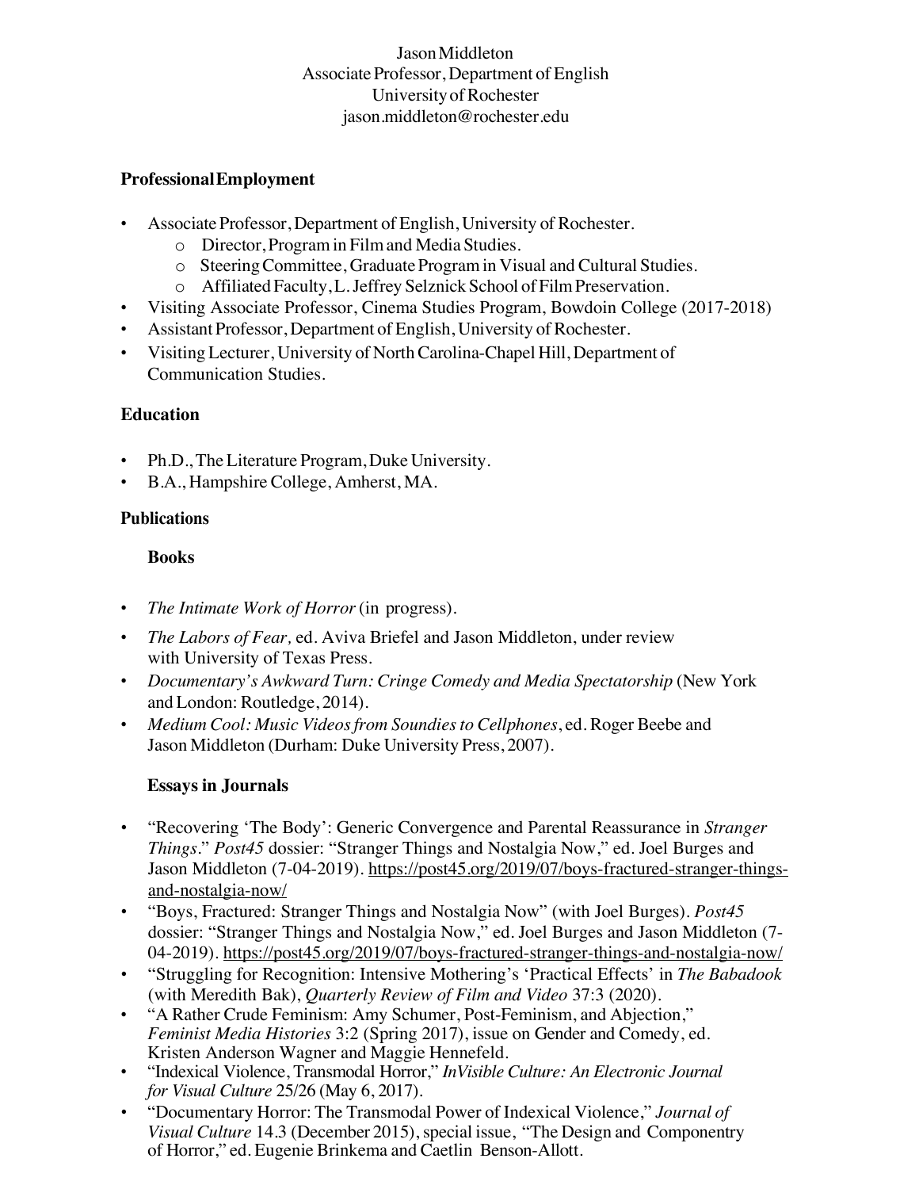Jason Middleton
Associate Professor, Department of English
University of Rochester
jason.middleton@rochester.edu

## Professional Employment

- Associate Professor, Department of English, University of Rochester.
  - Director, Program in Film and Media Studies.
  - Steering Committee, Graduate Program in Visual and Cultural Studies.
  - Affiliated Faculty, L. Jeffrey Selznick School of Film Preservation.
- Visiting Associate Professor, Cinema Studies Program, Bowdoin College (2017-2018)
- Assistant Professor, Department of English, University of Rochester.
- Visiting Lecturer, University of North Carolina-Chapel Hill, Department of Communication Studies.

## Education

- Ph.D., The Literature Program, Duke University.
- B.A., Hampshire College, Amherst, MA.

## Publications

### Books

- *The Intimate Work of Horror* (in progress).
- *The Labors of Fear,* ed. Aviva Briefel and Jason Middleton, under review with University of Texas Press.
- *Documentary's Awkward Turn: Cringe Comedy and Media Spectatorship* (New York and London: Routledge, 2014).
- *Medium Cool: Music Videos from Soundies to Cellphones*, ed. Roger Beebe and Jason Middleton (Durham: Duke University Press, 2007).

### Essays in Journals

- "Recovering 'The Body': Generic Convergence and Parental Reassurance in *Stranger Things*." *Post45* dossier: "Stranger Things and Nostalgia Now," ed. Joel Burges and Jason Middleton (7-04-2019). https://post45.org/2019/07/boys-fractured-stranger-things-and-nostalgia-now/
- "Boys, Fractured: Stranger Things and Nostalgia Now" (with Joel Burges). *Post45* dossier: "Stranger Things and Nostalgia Now," ed. Joel Burges and Jason Middleton (7-04-2019). https://post45.org/2019/07/boys-fractured-stranger-things-and-nostalgia-now/
- "Struggling for Recognition: Intensive Mothering's 'Practical Effects' in *The Babadook* (with Meredith Bak), *Quarterly Review of Film and Video* 37:3 (2020).
- "A Rather Crude Feminism: Amy Schumer, Post-Feminism, and Abjection," *Feminist Media Histories* 3:2 (Spring 2017), issue on Gender and Comedy, ed. Kristen Anderson Wagner and Maggie Hennefeld.
- "Indexical Violence, Transmodal Horror," *InVisible Culture: An Electronic Journal for Visual Culture* 25/26 (May 6, 2017).
- "Documentary Horror: The Transmodal Power of Indexical Violence," *Journal of Visual Culture* 14.3 (December 2015), special issue, "The Design and Componentry of Horror," ed. Eugenie Brinkema and Caetlin Benson-Allott.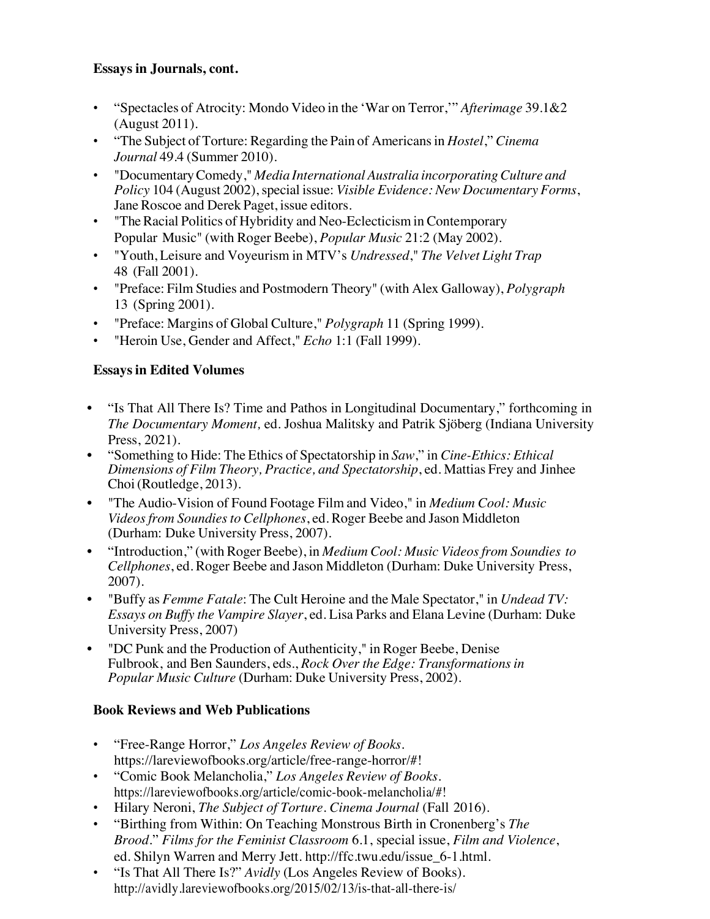**Essays in Journals, cont.**

- "Spectacles of Atrocity: Mondo Video in the 'War on Terror,'" *Afterimage* 39.1&2 (August 2011).
- "The Subject of Torture: Regarding the Pain of Americans in *Hostel*," *Cinema Journal* 49.4 (Summer 2010).
- "Documentary Comedy," *Media International Australia incorporating Culture and Policy* 104 (August 2002), special issue: *Visible Evidence: New Documentary Forms*, Jane Roscoe and Derek Paget, issue editors.
- "The Racial Politics of Hybridity and Neo-Eclecticism in Contemporary Popular Music" (with Roger Beebe), *Popular Music* 21:2 (May 2002).
- "Youth, Leisure and Voyeurism in MTV's *Undressed*," *The Velvet Light Trap* 48 (Fall 2001).
- "Preface: Film Studies and Postmodern Theory" (with Alex Galloway), *Polygraph* 13 (Spring 2001).
- "Preface: Margins of Global Culture," *Polygraph* 11 (Spring 1999).
- "Heroin Use, Gender and Affect," *Echo* 1:1 (Fall 1999).

**Essays in Edited Volumes**

- "Is That All There Is? Time and Pathos in Longitudinal Documentary," forthcoming in *The Documentary Moment,* ed. Joshua Malitsky and Patrik Sjöberg (Indiana University Press, 2021).
- "Something to Hide: The Ethics of Spectatorship in *Saw*," in *Cine-Ethics: Ethical Dimensions of Film Theory, Practice, and Spectatorship*, ed. Mattias Frey and Jinhee Choi (Routledge, 2013).
- "The Audio-Vision of Found Footage Film and Video," in *Medium Cool: Music Videos from Soundies to Cellphones*, ed. Roger Beebe and Jason Middleton (Durham: Duke University Press, 2007).
- "Introduction," (with Roger Beebe), in *Medium Cool: Music Videos from Soundies to Cellphones*, ed. Roger Beebe and Jason Middleton (Durham: Duke University Press, 2007).
- "Buffy as *Femme Fatale*: The Cult Heroine and the Male Spectator," in *Undead TV: Essays on Buffy the Vampire Slayer*, ed. Lisa Parks and Elana Levine (Durham: Duke University Press, 2007)
- "DC Punk and the Production of Authenticity," in Roger Beebe, Denise Fulbrook, and Ben Saunders, eds., *Rock Over the Edge: Transformations in Popular Music Culture* (Durham: Duke University Press, 2002).

**Book Reviews and Web Publications**

- "Free-Range Horror," *Los Angeles Review of Books*. https://lareviewofbooks.org/article/free-range-horror/#!
- "Comic Book Melancholia," *Los Angeles Review of Books*. https://lareviewofbooks.org/article/comic-book-melancholia/#!
- Hilary Neroni, *The Subject of Torture*. *Cinema Journal* (Fall 2016).
- "Birthing from Within: On Teaching Monstrous Birth in Cronenberg's *The Brood*." *Films for the Feminist Classroom* 6.1, special issue, *Film and Violence*, ed. Shilyn Warren and Merry Jett. http://ffc.twu.edu/issue_6-1.html.
- "Is That All There Is?" *Avidly* (Los Angeles Review of Books). http://avidly.lareviewofbooks.org/2015/02/13/is-that-all-there-is/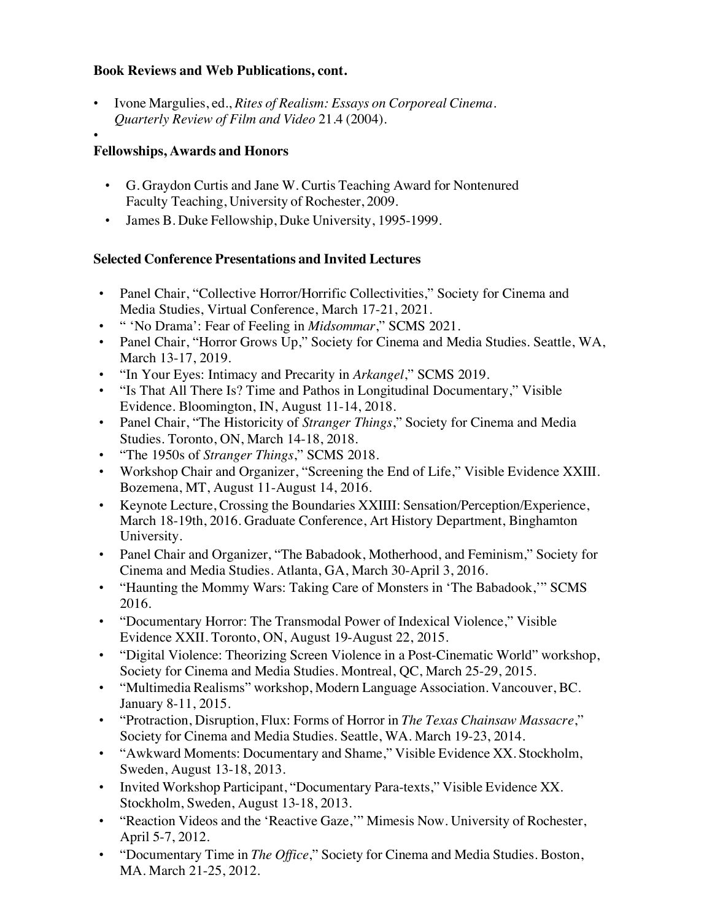**Book Reviews and Web Publications, cont.**

- Ivone Margulies, ed., *Rites of Realism: Essays on Corporeal Cinema*. *Quarterly Review of Film and Video* 21.4 (2004).
-

**Fellowships, Awards and Honors**

- G. Graydon Curtis and Jane W. Curtis Teaching Award for Nontenured Faculty Teaching, University of Rochester, 2009.
- James B. Duke Fellowship, Duke University, 1995-1999.

**Selected Conference Presentations and Invited Lectures**

- Panel Chair, "Collective Horror/Horrific Collectivities," Society for Cinema and Media Studies, Virtual Conference, March 17-21, 2021.
- " 'No Drama': Fear of Feeling in *Midsommar*," SCMS 2021.
- Panel Chair, "Horror Grows Up," Society for Cinema and Media Studies. Seattle, WA, March 13-17, 2019.
- "In Your Eyes: Intimacy and Precarity in *Arkangel*," SCMS 2019.
- "Is That All There Is? Time and Pathos in Longitudinal Documentary," Visible Evidence. Bloomington, IN, August 11-14, 2018.
- Panel Chair, "The Historicity of *Stranger Things*," Society for Cinema and Media Studies. Toronto, ON, March 14-18, 2018.
- "The 1950s of *Stranger Things*," SCMS 2018.
- Workshop Chair and Organizer, "Screening the End of Life," Visible Evidence XXIII. Bozemena, MT, August 11-August 14, 2016.
- Keynote Lecture, Crossing the Boundaries XXIIII: Sensation/Perception/Experience, March 18-19th, 2016. Graduate Conference, Art History Department, Binghamton University.
- Panel Chair and Organizer, "The Babadook, Motherhood, and Feminism," Society for Cinema and Media Studies. Atlanta, GA, March 30-April 3, 2016.
- "Haunting the Mommy Wars: Taking Care of Monsters in 'The Babadook,'" SCMS 2016.
- "Documentary Horror: The Transmodal Power of Indexical Violence," Visible Evidence XXII. Toronto, ON, August 19-August 22, 2015.
- "Digital Violence: Theorizing Screen Violence in a Post-Cinematic World" workshop, Society for Cinema and Media Studies. Montreal, QC, March 25-29, 2015.
- "Multimedia Realisms" workshop, Modern Language Association. Vancouver, BC. January 8-11, 2015.
- "Protraction, Disruption, Flux: Forms of Horror in *The Texas Chainsaw Massacre*," Society for Cinema and Media Studies. Seattle, WA. March 19-23, 2014.
- "Awkward Moments: Documentary and Shame," Visible Evidence XX. Stockholm, Sweden, August 13-18, 2013.
- Invited Workshop Participant, "Documentary Para-texts," Visible Evidence XX. Stockholm, Sweden, August 13-18, 2013.
- "Reaction Videos and the 'Reactive Gaze,'" Mimesis Now. University of Rochester, April 5-7, 2012.
- "Documentary Time in *The Office*," Society for Cinema and Media Studies. Boston, MA. March 21-25, 2012.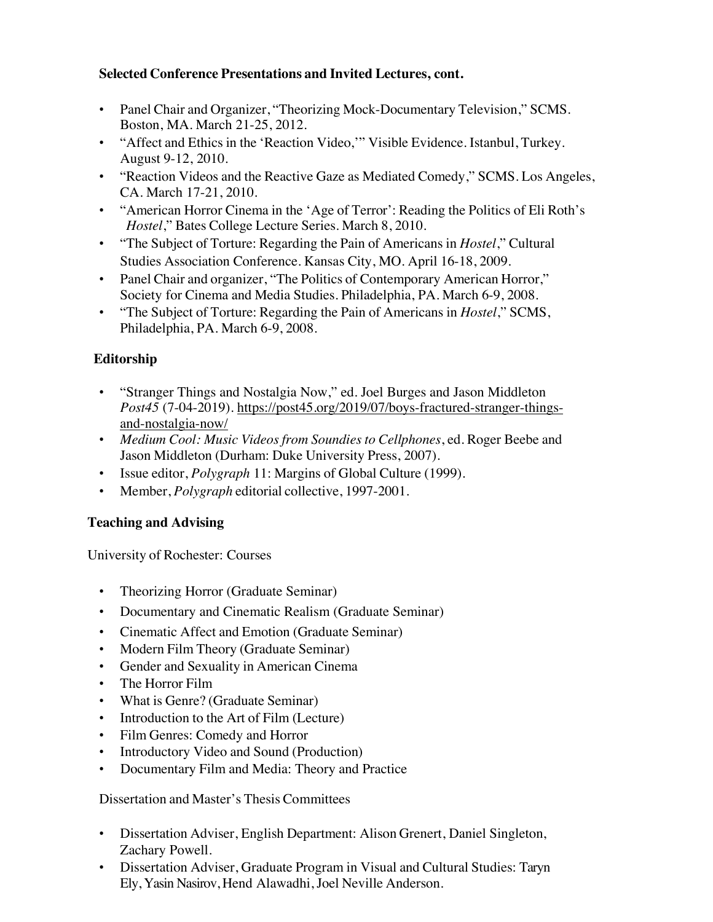### Selected Conference Presentations and Invited Lectures, cont.

- Panel Chair and Organizer, "Theorizing Mock-Documentary Television," SCMS. Boston, MA. March 21-25, 2012.
- "Affect and Ethics in the 'Reaction Video,'" Visible Evidence. Istanbul, Turkey. August 9-12, 2010.
- "Reaction Videos and the Reactive Gaze as Mediated Comedy," SCMS. Los Angeles, CA. March 17-21, 2010.
- "American Horror Cinema in the 'Age of Terror': Reading the Politics of Eli Roth's *Hostel*," Bates College Lecture Series. March 8, 2010.
- "The Subject of Torture: Regarding the Pain of Americans in *Hostel*," Cultural Studies Association Conference. Kansas City, MO. April 16-18, 2009.
- Panel Chair and organizer, "The Politics of Contemporary American Horror," Society for Cinema and Media Studies. Philadelphia, PA. March 6-9, 2008.
- "The Subject of Torture: Regarding the Pain of Americans in *Hostel*," SCMS, Philadelphia, PA. March 6-9, 2008.

### Editorship

- "Stranger Things and Nostalgia Now," ed. Joel Burges and Jason Middleton *Post45* (7-04-2019). https://post45.org/2019/07/boys-fractured-stranger-things-and-nostalgia-now/
- *Medium Cool: Music Videos from Soundies to Cellphones*, ed. Roger Beebe and Jason Middleton (Durham: Duke University Press, 2007).
- Issue editor, *Polygraph* 11: Margins of Global Culture (1999).
- Member, *Polygraph* editorial collective, 1997-2001.

### Teaching and Advising

University of Rochester: Courses

- Theorizing Horror (Graduate Seminar)
- Documentary and Cinematic Realism (Graduate Seminar)
- Cinematic Affect and Emotion (Graduate Seminar)
- Modern Film Theory (Graduate Seminar)
- Gender and Sexuality in American Cinema
- The Horror Film
- What is Genre? (Graduate Seminar)
- Introduction to the Art of Film (Lecture)
- Film Genres: Comedy and Horror
- Introductory Video and Sound (Production)
- Documentary Film and Media: Theory and Practice

Dissertation and Master's Thesis Committees

- Dissertation Adviser, English Department: Alison Grenert, Daniel Singleton, Zachary Powell.
- Dissertation Adviser, Graduate Program in Visual and Cultural Studies: Taryn Ely, Yasin Nasirov, Hend Alawadhi, Joel Neville Anderson.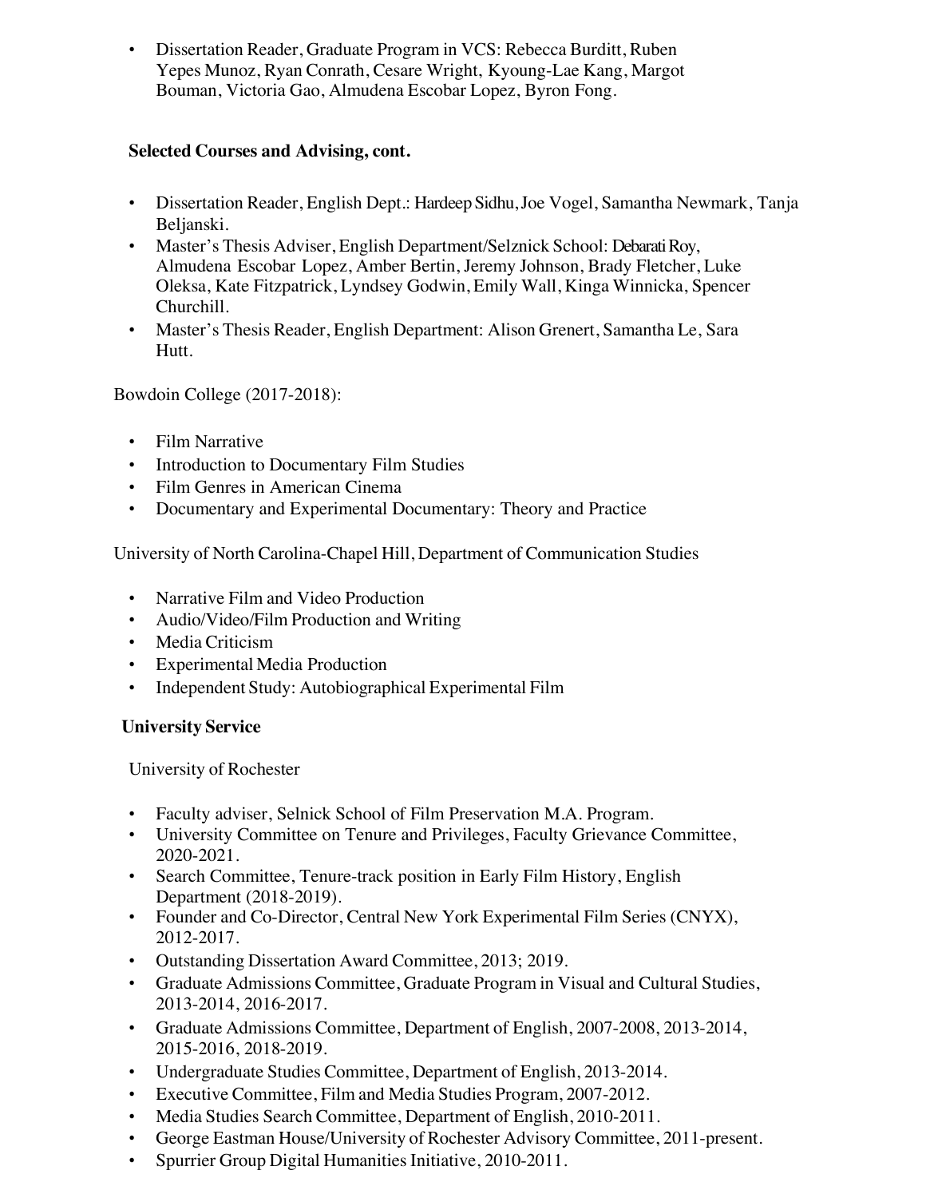- Dissertation Reader, Graduate Program in VCS: Rebecca Burditt, Ruben Yepes Munoz, Ryan Conrath, Cesare Wright, Kyoung-Lae Kang, Margot Bouman, Victoria Gao, Almudena Escobar Lopez, Byron Fong.

**Selected Courses and Advising, cont.**

- Dissertation Reader, English Dept.: Hardeep Sidhu, Joe Vogel, Samantha Newmark, Tanja Beljanski.
- Master's Thesis Adviser, English Department/Selznick School: Debarati Roy, Almudena Escobar Lopez, Amber Bertin, Jeremy Johnson, Brady Fletcher, Luke Oleksa, Kate Fitzpatrick, Lyndsey Godwin, Emily Wall, Kinga Winnicka, Spencer Churchill.
- Master's Thesis Reader, English Department: Alison Grenert, Samantha Le, Sara Hutt.

Bowdoin College (2017-2018):

- Film Narrative
- Introduction to Documentary Film Studies
- Film Genres in American Cinema
- Documentary and Experimental Documentary: Theory and Practice

University of North Carolina-Chapel Hill, Department of Communication Studies

- Narrative Film and Video Production
- Audio/Video/Film Production and Writing
- Media Criticism
- Experimental Media Production
- Independent Study: Autobiographical Experimental Film

**University Service**

University of Rochester

- Faculty adviser, Selnick School of Film Preservation M.A. Program.
- University Committee on Tenure and Privileges, Faculty Grievance Committee, 2020-2021.
- Search Committee, Tenure-track position in Early Film History, English Department (2018-2019).
- Founder and Co-Director, Central New York Experimental Film Series (CNYX), 2012-2017.
- Outstanding Dissertation Award Committee, 2013; 2019.
- Graduate Admissions Committee, Graduate Program in Visual and Cultural Studies, 2013-2014, 2016-2017.
- Graduate Admissions Committee, Department of English, 2007-2008, 2013-2014, 2015-2016, 2018-2019.
- Undergraduate Studies Committee, Department of English, 2013-2014.
- Executive Committee, Film and Media Studies Program, 2007-2012.
- Media Studies Search Committee, Department of English, 2010-2011.
- George Eastman House/University of Rochester Advisory Committee, 2011-present.
- Spurrier Group Digital Humanities Initiative, 2010-2011.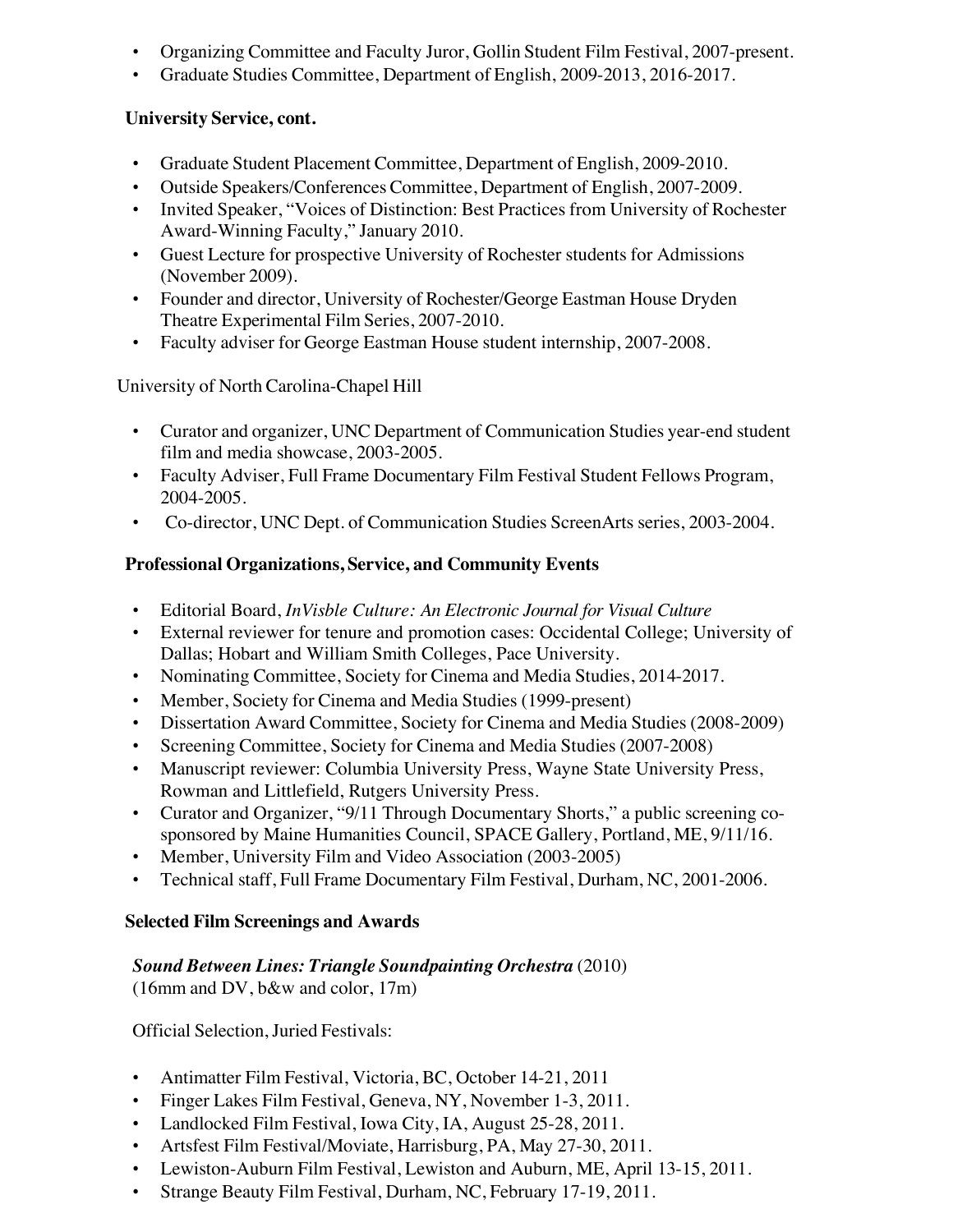- Organizing Committee and Faculty Juror, Gollin Student Film Festival, 2007-present.
- Graduate Studies Committee, Department of English, 2009-2013, 2016-2017.

**University Service, cont.**

- Graduate Student Placement Committee, Department of English, 2009-2010.
- Outside Speakers/Conferences Committee, Department of English, 2007-2009.
- Invited Speaker, "Voices of Distinction: Best Practices from University of Rochester Award-Winning Faculty," January 2010.
- Guest Lecture for prospective University of Rochester students for Admissions (November 2009).
- Founder and director, University of Rochester/George Eastman House Dryden Theatre Experimental Film Series, 2007-2010.
- Faculty adviser for George Eastman House student internship, 2007-2008.

University of North Carolina-Chapel Hill

- Curator and organizer, UNC Department of Communication Studies year-end student film and media showcase, 2003-2005.
- Faculty Adviser, Full Frame Documentary Film Festival Student Fellows Program, 2004-2005.
- Co-director, UNC Dept. of Communication Studies ScreenArts series, 2003-2004.

**Professional Organizations, Service, and Community Events**

- Editorial Board, *InVisble Culture: An Electronic Journal for Visual Culture*
- External reviewer for tenure and promotion cases: Occidental College; University of Dallas; Hobart and William Smith Colleges, Pace University.
- Nominating Committee, Society for Cinema and Media Studies, 2014-2017.
- Member, Society for Cinema and Media Studies (1999-present)
- Dissertation Award Committee, Society for Cinema and Media Studies (2008-2009)
- Screening Committee, Society for Cinema and Media Studies (2007-2008)
- Manuscript reviewer: Columbia University Press, Wayne State University Press, Rowman and Littlefield, Rutgers University Press.
- Curator and Organizer, "9/11 Through Documentary Shorts," a public screening co-sponsored by Maine Humanities Council, SPACE Gallery, Portland, ME, 9/11/16.
- Member, University Film and Video Association (2003-2005)
- Technical staff, Full Frame Documentary Film Festival, Durham, NC, 2001-2006.

**Selected Film Screenings and Awards**

***Sound Between Lines: Triangle Soundpainting Orchestra*** (2010)
(16mm and DV, b&w and color, 17m)

Official Selection, Juried Festivals:

- Antimatter Film Festival, Victoria, BC, October 14-21, 2011
- Finger Lakes Film Festival, Geneva, NY, November 1-3, 2011.
- Landlocked Film Festival, Iowa City, IA, August 25-28, 2011.
- Artsfest Film Festival/Moviate, Harrisburg, PA, May 27-30, 2011.
- Lewiston-Auburn Film Festival, Lewiston and Auburn, ME, April 13-15, 2011.
- Strange Beauty Film Festival, Durham, NC, February 17-19, 2011.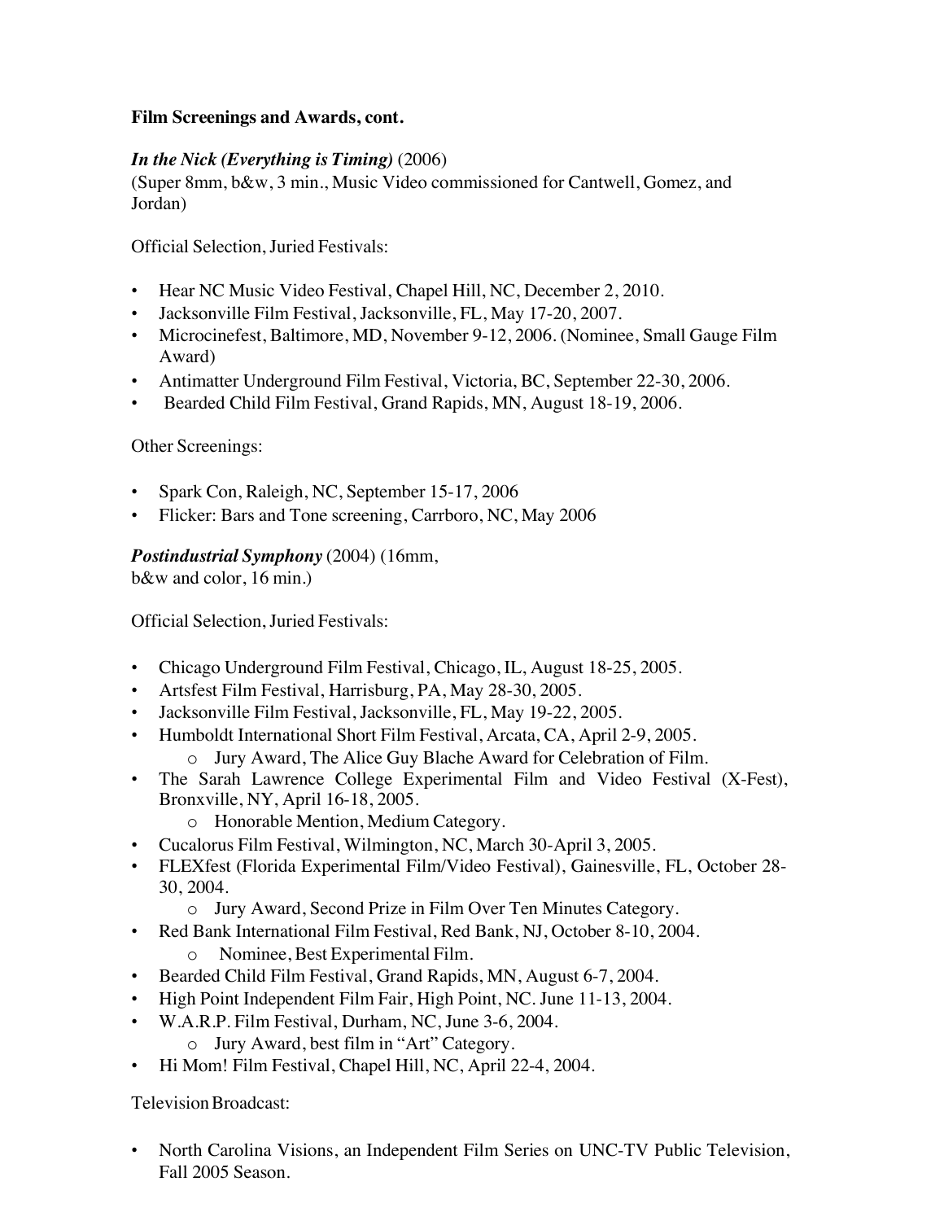**Film Screenings and Awards, cont.**

***In the Nick (Everything is Timing)*** (2006)
(Super 8mm, b&w, 3 min., Music Video commissioned for Cantwell, Gomez, and Jordan)

Official Selection, Juried Festivals:

- Hear NC Music Video Festival, Chapel Hill, NC, December 2, 2010.
- Jacksonville Film Festival, Jacksonville, FL, May 17-20, 2007.
- Microcinefest, Baltimore, MD, November 9-12, 2006. (Nominee, Small Gauge Film Award)
- Antimatter Underground Film Festival, Victoria, BC, September 22-30, 2006.
- Bearded Child Film Festival, Grand Rapids, MN, August 18-19, 2006.

Other Screenings:

- Spark Con, Raleigh, NC, September 15-17, 2006
- Flicker: Bars and Tone screening, Carrboro, NC, May 2006

***Postindustrial Symphony*** (2004) (16mm, b&w and color, 16 min.)

Official Selection, Juried Festivals:

- Chicago Underground Film Festival, Chicago, IL, August 18-25, 2005.
- Artsfest Film Festival, Harrisburg, PA, May 28-30, 2005.
- Jacksonville Film Festival, Jacksonville, FL, May 19-22, 2005.
- Humboldt International Short Film Festival, Arcata, CA, April 2-9, 2005.
  - Jury Award, The Alice Guy Blache Award for Celebration of Film.
- The Sarah Lawrence College Experimental Film and Video Festival (X-Fest), Bronxville, NY, April 16-18, 2005.
  - Honorable Mention, Medium Category.
- Cucalorus Film Festival, Wilmington, NC, March 30-April 3, 2005.
- FLEXfest (Florida Experimental Film/Video Festival), Gainesville, FL, October 28-30, 2004.
  - Jury Award, Second Prize in Film Over Ten Minutes Category.
- Red Bank International Film Festival, Red Bank, NJ, October 8-10, 2004.
  - Nominee, Best Experimental Film.
- Bearded Child Film Festival, Grand Rapids, MN, August 6-7, 2004.
- High Point Independent Film Fair, High Point, NC. June 11-13, 2004.
- W.A.R.P. Film Festival, Durham, NC, June 3-6, 2004.
  - Jury Award, best film in "Art" Category.
- Hi Mom! Film Festival, Chapel Hill, NC, April 22-4, 2004.

Television Broadcast:

- North Carolina Visions, an Independent Film Series on UNC-TV Public Television, Fall 2005 Season.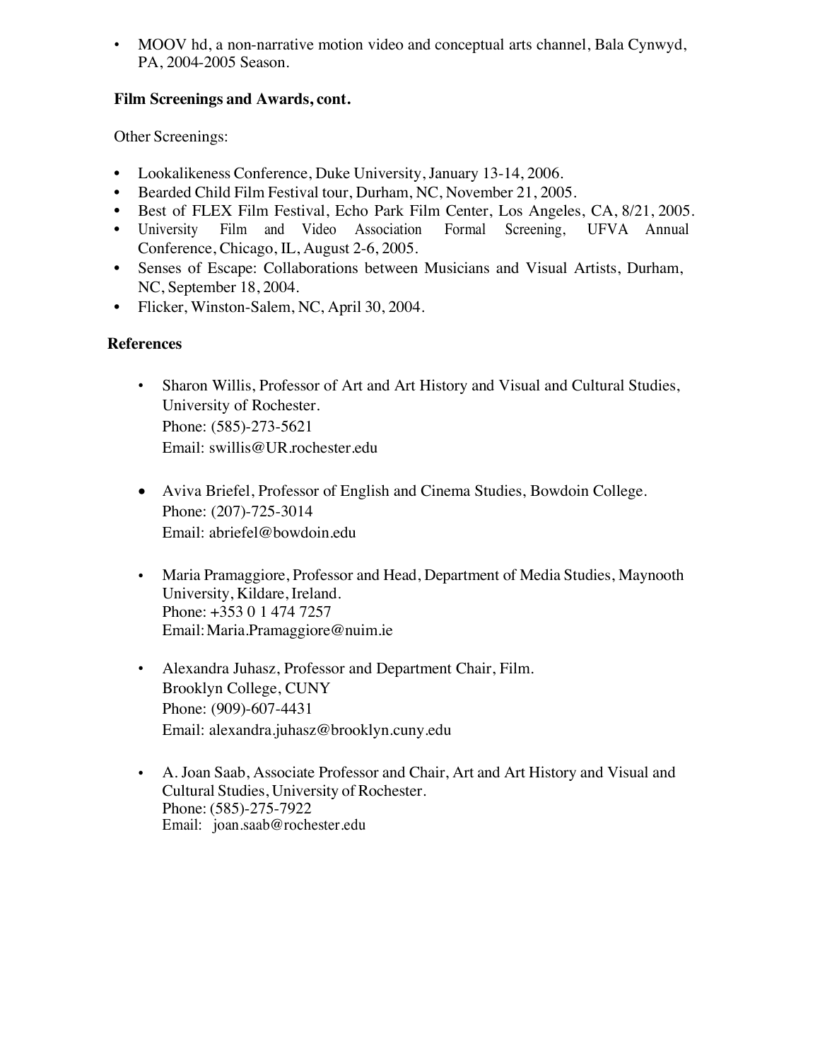- MOOV hd, a non-narrative motion video and conceptual arts channel, Bala Cynwyd, PA, 2004-2005 Season.

**Film Screenings and Awards, cont.**

Other Screenings:

- Lookalikeness Conference, Duke University, January 13-14, 2006.
- Bearded Child Film Festival tour, Durham, NC, November 21, 2005.
- Best of FLEX Film Festival, Echo Park Film Center, Los Angeles, CA, 8/21, 2005.
- University Film and Video Association Formal Screening, UFVA Annual Conference, Chicago, IL, August 2-6, 2005.
- Senses of Escape: Collaborations between Musicians and Visual Artists, Durham, NC, September 18, 2004.
- Flicker, Winston-Salem, NC, April 30, 2004.

**References**

- Sharon Willis, Professor of Art and Art History and Visual and Cultural Studies, University of Rochester.
  Phone: (585)-273-5621
  Email: swillis@UR.rochester.edu

- Aviva Briefel, Professor of English and Cinema Studies, Bowdoin College.
  Phone: (207)-725-3014
  Email: abriefel@bowdoin.edu

- Maria Pramaggiore, Professor and Head, Department of Media Studies, Maynooth University, Kildare, Ireland.
  Phone: +353 0 1 474 7257
  Email: Maria.Pramaggiore@nuim.ie

- Alexandra Juhasz, Professor and Department Chair, Film.
  Brooklyn College, CUNY
  Phone: (909)-607-4431
  Email: alexandra.juhasz@brooklyn.cuny.edu

- A. Joan Saab, Associate Professor and Chair, Art and Art History and Visual and Cultural Studies, University of Rochester.
  Phone: (585)-275-7922
  Email: joan.saab@rochester.edu